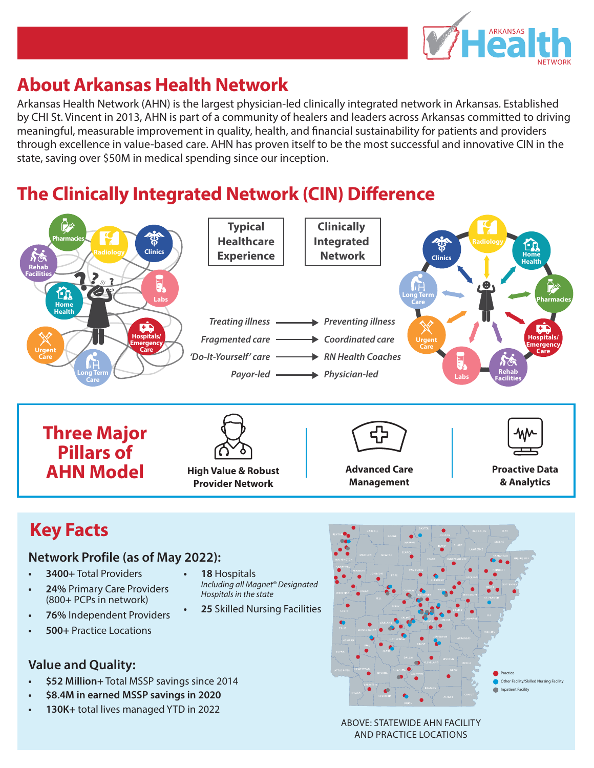# About Arkansas Health Network

Arkansas Health Network (AHN) is the largest physician-led clinically integrated network in Arkansas. Established by CHI St. Vincent in 2013, AHN is part of a community of healers and leaders across Arkansas committed to driving meaningful, measurable improvement in quality, health, and financial sustainability for patients and providers through excellence in value-based care. AHN has proven itself to be the most successful and innovative CIN in the state, saving over $50M in medical spending since our inception.

# The Clinically Integrated Network (CIN) Difference

| Typical Healthcare Experience | | Clinically Integrated Network |
|---|---|---|
| *Treating illness* | → | *Preventing illness* |
| *Fragmented care* | → | *Coordinated care* |
| *'Do-It-Yourself' care* | → | *RN Health Coaches* |
| *Payor-led* | → | *Physician-led* |

## Three Major Pillars of AHN Model

- **High Value & Robust Provider Network**
- **Advanced Care Management**
- **Proactive Data & Analytics**

# Key Facts

### Network Profile (as of May 2022):

- **3400+** Total Providers
- **24%** Primary Care Providers (800+ PCPs in network)
- **76%** Independent Providers
- **500+** Practice Locations
- **18** Hospitals
  *Including all Magnet® Designated Hospitals in the state*
- **25** Skilled Nursing Facilities

### Value and Quality:

- **$52 Million+** Total MSSP savings since 2014
- **$8.4M in earned MSSP savings in 2020**
- **130K+** total lives managed YTD in 2022

Legend: Practice; Other Facility/Skilled Nursing Facility; Inpatient Facility

ABOVE: STATEWIDE AHN FACILITY AND PRACTICE LOCATIONS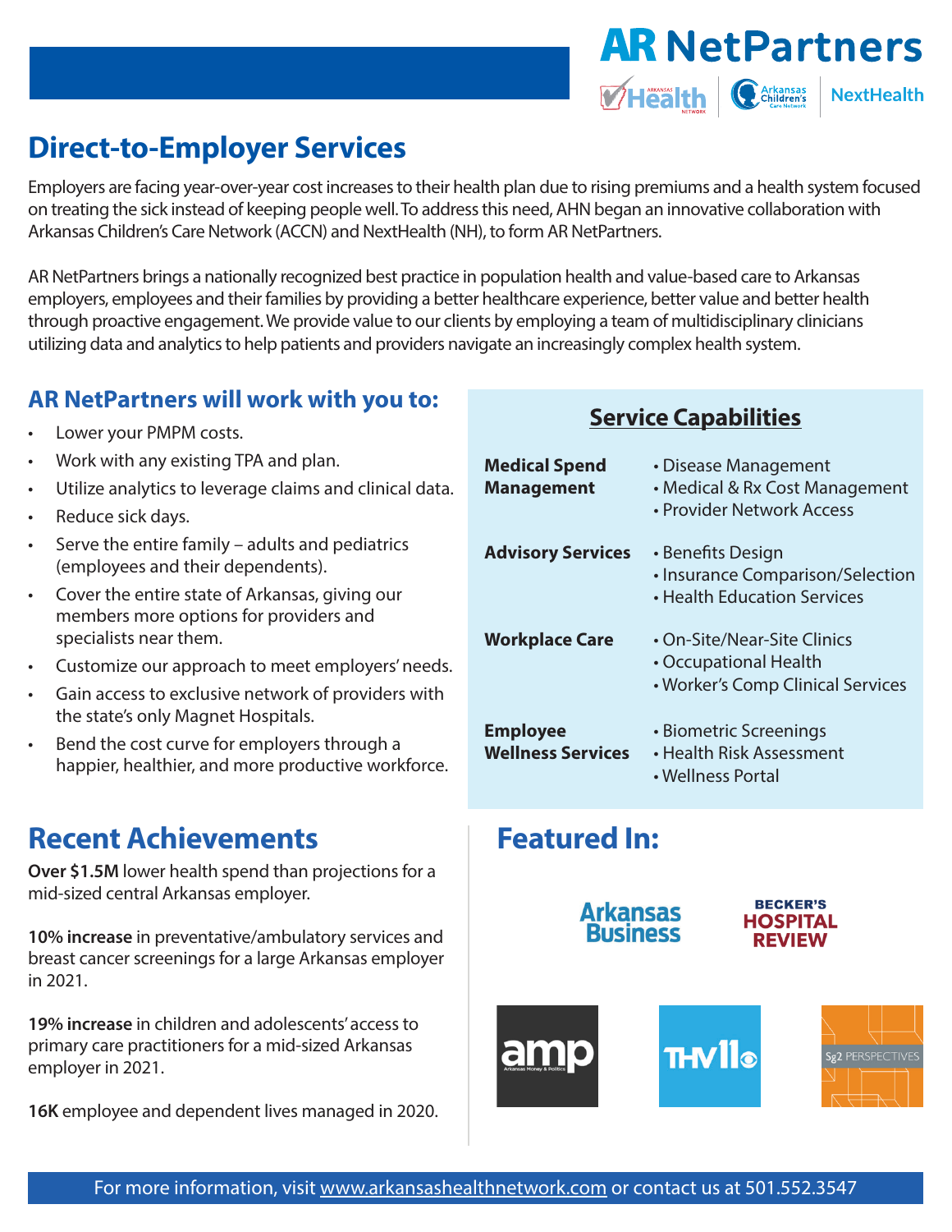AR NetPartners

Arkansas Health Network | Arkansas Children's Care Network | NextHealth

# Direct-to-Employer Services

Employers are facing year-over-year cost increases to their health plan due to rising premiums and a health system focused on treating the sick instead of keeping people well. To address this need, AHN began an innovative collaboration with Arkansas Children's Care Network (ACCN) and NextHealth (NH), to form AR NetPartners.

AR NetPartners brings a nationally recognized best practice in population health and value-based care to Arkansas employers, employees and their families by providing a better healthcare experience, better value and better health through proactive engagement. We provide value to our clients by employing a team of multidisciplinary clinicians utilizing data and analytics to help patients and providers navigate an increasingly complex health system.

## AR NetPartners will work with you to:

- Lower your PMPM costs.
- Work with any existing TPA and plan.
- Utilize analytics to leverage claims and clinical data.
- Reduce sick days.
- Serve the entire family – adults and pediatrics (employees and their dependents).
- Cover the entire state of Arkansas, giving our members more options for providers and specialists near them.
- Customize our approach to meet employers' needs.
- Gain access to exclusive network of providers with the state's only Magnet Hospitals.
- Bend the cost curve for employers through a happier, healthier, and more productive workforce.

## Service Capabilities

**Medical Spend Management**
- Disease Management
- Medical & Rx Cost Management
- Provider Network Access

**Advisory Services**
- Benefits Design
- Insurance Comparison/Selection
- Health Education Services

**Workplace Care**
- On-Site/Near-Site Clinics
- Occupational Health
- Worker's Comp Clinical Services

**Employee Wellness Services**
- Biometric Screenings
- Health Risk Assessment
- Wellness Portal

## Recent Achievements

**Over $1.5M** lower health spend than projections for a mid-sized central Arkansas employer.

**10% increase** in preventative/ambulatory services and breast cancer screenings for a large Arkansas employer in 2021.

**19% increase** in children and adolescents' access to primary care practitioners for a mid-sized Arkansas employer in 2021.

**16K** employee and dependent lives managed in 2020.

## Featured In:

Arkansas Business

Becker's Hospital Review

amp (Arkansas Money & Politics)

THV11

Sg2 Perspectives

For more information, visit www.arkansashealthnetwork.com or contact us at 501.552.3547